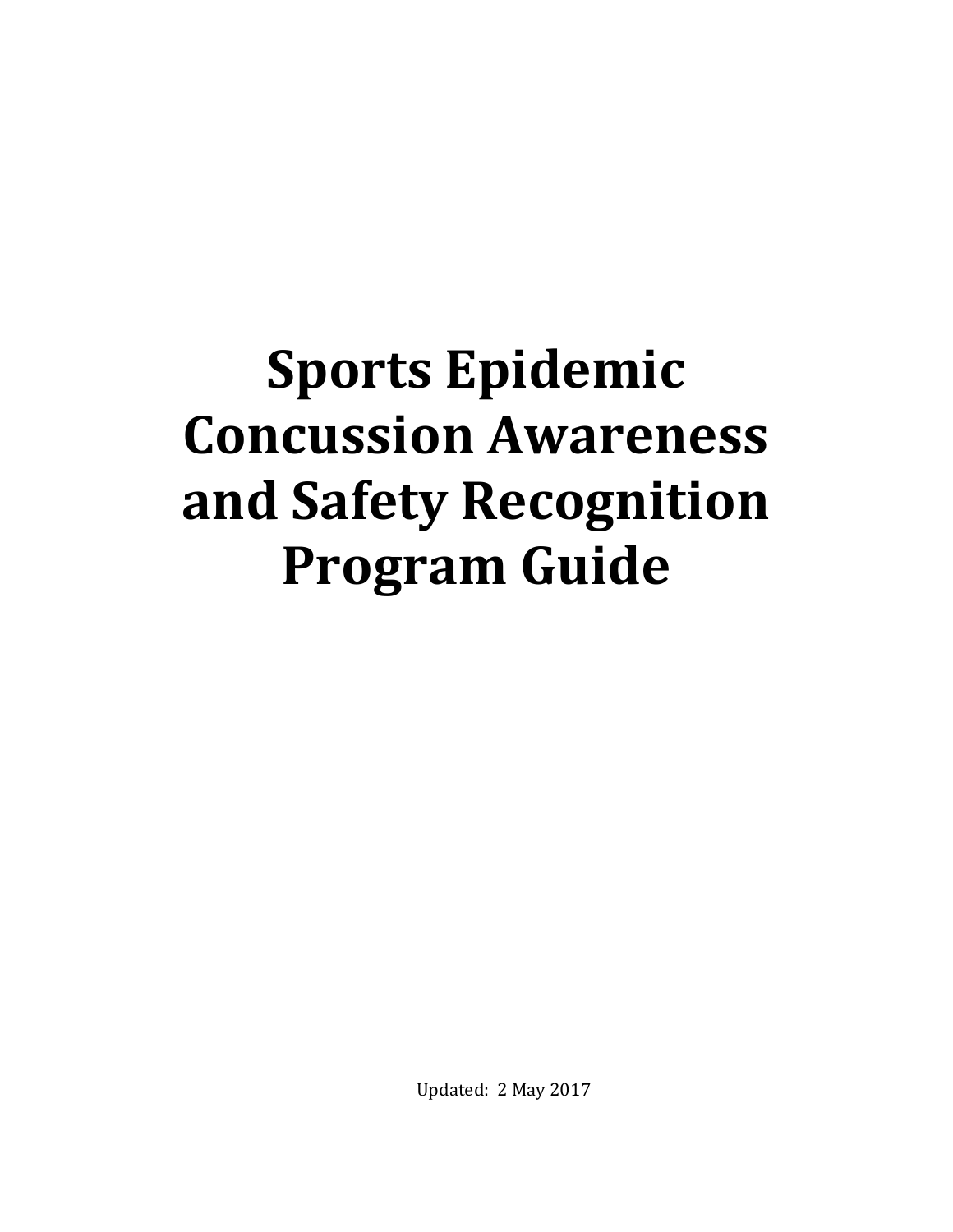# Sports Epidemic Concussion Awareness and Safety Recognition Program Guide

Updated: 2 May 2017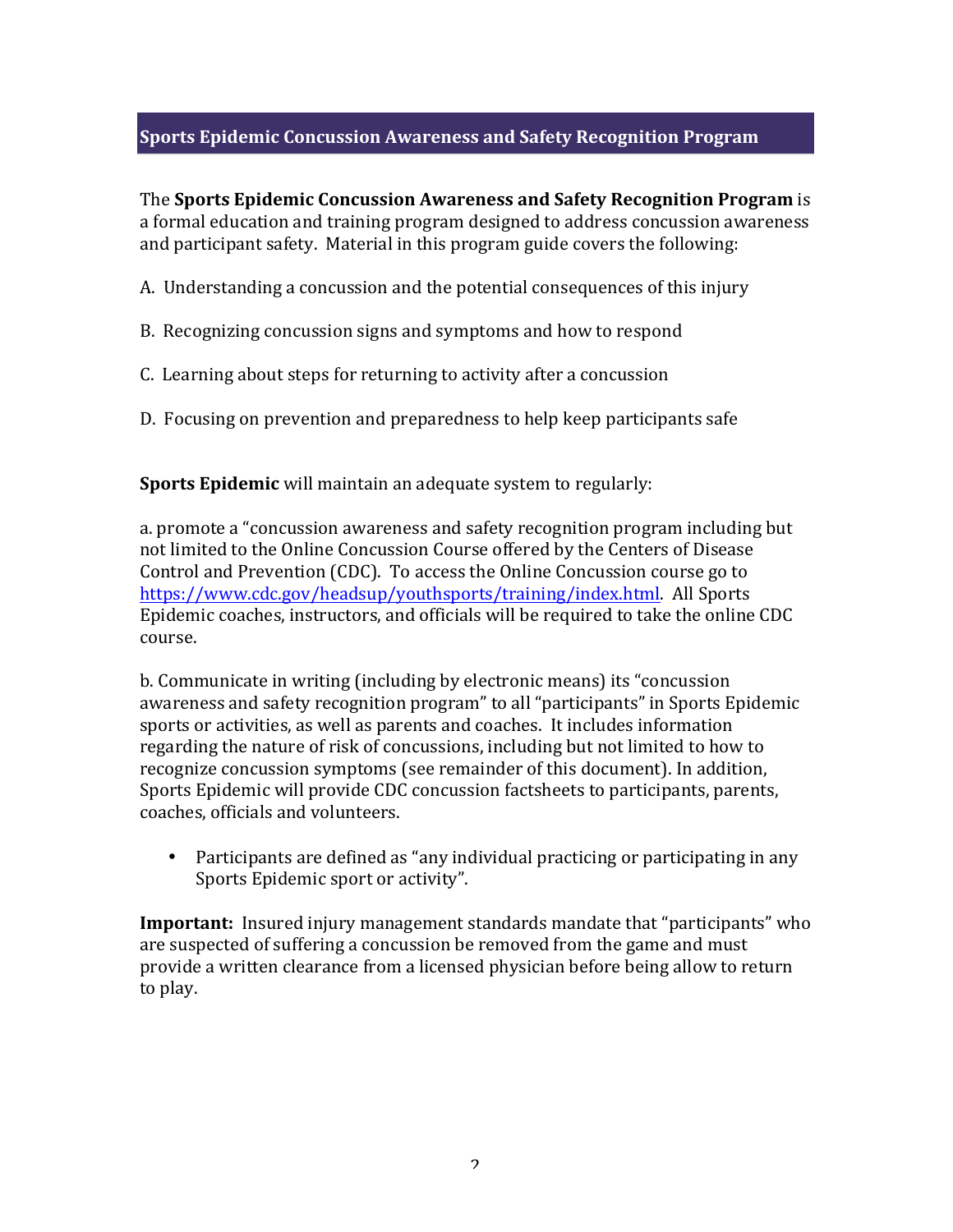## Sports Epidemic Concussion Awareness and Safety Recognition Program

The **Sports Epidemic Concussion Awareness and Safety Recognition Program** is a formal education and training program designed to address concussion awareness and participant safety. Material in this program guide covers the following:

A. Understanding a concussion and the potential consequences of this injury

B. Recognizing concussion signs and symptoms and how to respond

C. Learning about steps for returning to activity after a concussion

D. Focusing on prevention and preparedness to help keep participants safe

**Sports Epidemic** will maintain an adequate system to regularly:

a. promote a "concussion awareness and safety recognition program including but not limited to the Online Concussion Course offered by the Centers of Disease Control and Prevention (CDC). To access the Online Concussion course go to https://www.cdc.gov/headsup/youthsports/training/index.html. All Sports Epidemic coaches, instructors, and officials will be required to take the online CDC course.

b. Communicate in writing (including by electronic means) its "concussion awareness and safety recognition program" to all "participants" in Sports Epidemic sports or activities, as well as parents and coaches. It includes information regarding the nature of risk of concussions, including but not limited to how to recognize concussion symptoms (see remainder of this document). In addition, Sports Epidemic will provide CDC concussion factsheets to participants, parents, coaches, officials and volunteers.

- Participants are defined as "any individual practicing or participating in any Sports Epidemic sport or activity".

**Important:** Insured injury management standards mandate that "participants" who are suspected of suffering a concussion be removed from the game and must provide a written clearance from a licensed physician before being allow to return to play.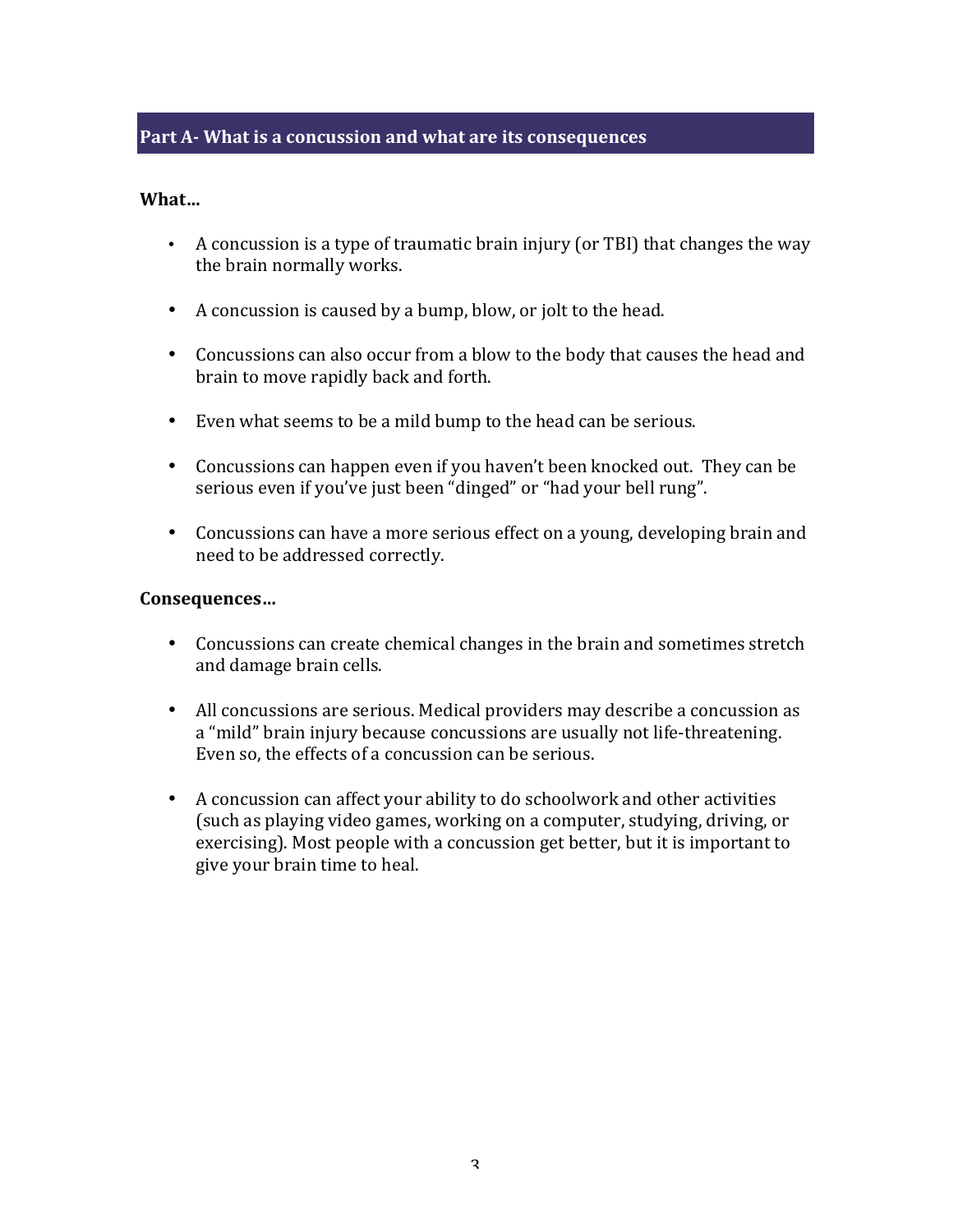## Part A- What is a concussion and what are its consequences

**What…**

- A concussion is a type of traumatic brain injury (or TBI) that changes the way the brain normally works.
- A concussion is caused by a bump, blow, or jolt to the head.
- Concussions can also occur from a blow to the body that causes the head and brain to move rapidly back and forth.
- Even what seems to be a mild bump to the head can be serious.
- Concussions can happen even if you haven't been knocked out. They can be serious even if you've just been "dinged" or "had your bell rung".
- Concussions can have a more serious effect on a young, developing brain and need to be addressed correctly.

**Consequences…**

- Concussions can create chemical changes in the brain and sometimes stretch and damage brain cells.
- All concussions are serious. Medical providers may describe a concussion as a "mild" brain injury because concussions are usually not life-threatening. Even so, the effects of a concussion can be serious.
- A concussion can affect your ability to do schoolwork and other activities (such as playing video games, working on a computer, studying, driving, or exercising). Most people with a concussion get better, but it is important to give your brain time to heal.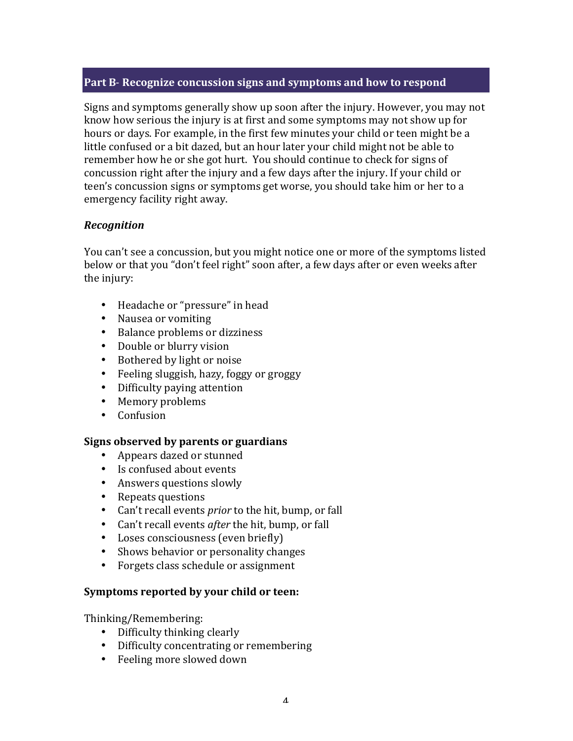## Part B- Recognize concussion signs and symptoms and how to respond

Signs and symptoms generally show up soon after the injury. However, you may not know how serious the injury is at first and some symptoms may not show up for hours or days. For example, in the first few minutes your child or teen might be a little confused or a bit dazed, but an hour later your child might not be able to remember how he or she got hurt. You should continue to check for signs of concussion right after the injury and a few days after the injury. If your child or teen's concussion signs or symptoms get worse, you should take him or her to a emergency facility right away.

### *Recognition*

You can't see a concussion, but you might notice one or more of the symptoms listed below or that you "don't feel right" soon after, a few days after or even weeks after the injury:

- Headache or "pressure" in head
- Nausea or vomiting
- Balance problems or dizziness
- Double or blurry vision
- Bothered by light or noise
- Feeling sluggish, hazy, foggy or groggy
- Difficulty paying attention
- Memory problems
- Confusion

**Signs observed by parents or guardians**

- Appears dazed or stunned
- Is confused about events
- Answers questions slowly
- Repeats questions
- Can't recall events *prior* to the hit, bump, or fall
- Can't recall events *after* the hit, bump, or fall
- Loses consciousness (even briefly)
- Shows behavior or personality changes
- Forgets class schedule or assignment

**Symptoms reported by your child or teen:**

Thinking/Remembering:

- Difficulty thinking clearly
- Difficulty concentrating or remembering
- Feeling more slowed down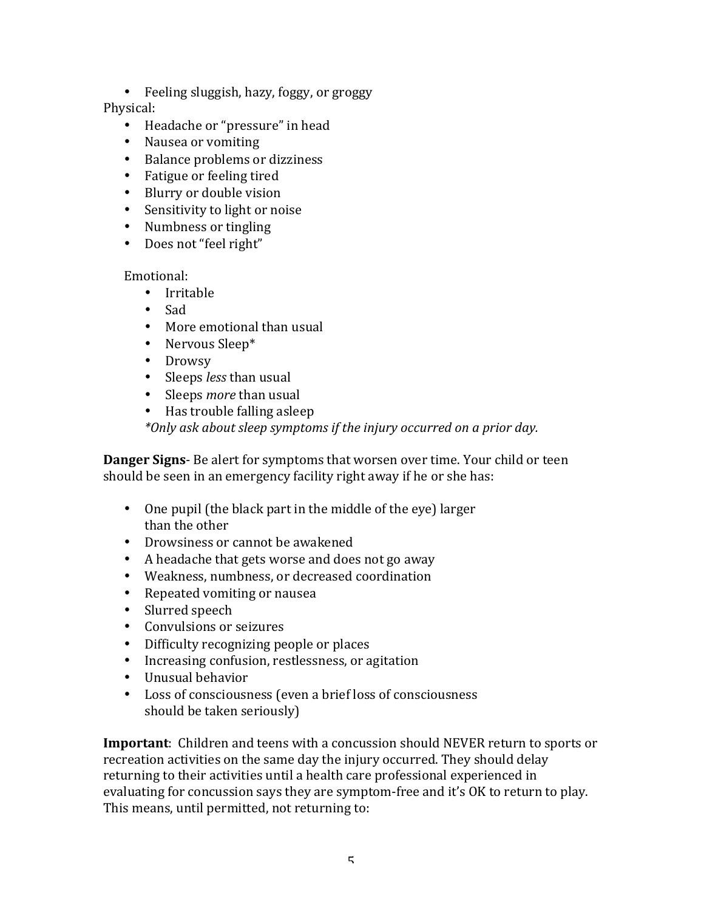- Feeling sluggish, hazy, foggy, or groggy

Physical:

- Headache or "pressure" in head
- Nausea or vomiting
- Balance problems or dizziness
- Fatigue or feeling tired
- Blurry or double vision
- Sensitivity to light or noise
- Numbness or tingling
- Does not "feel right"

Emotional:

- Irritable
- Sad
- More emotional than usual
- Nervous Sleep*
- Drowsy
- Sleeps *less* than usual
- Sleeps *more* than usual
- Has trouble falling asleep

*\*Only ask about sleep symptoms if the injury occurred on a prior day.*

**Danger Signs**- Be alert for symptoms that worsen over time. Your child or teen should be seen in an emergency facility right away if he or she has:

- One pupil (the black part in the middle of the eye) larger than the other
- Drowsiness or cannot be awakened
- A headache that gets worse and does not go away
- Weakness, numbness, or decreased coordination
- Repeated vomiting or nausea
- Slurred speech
- Convulsions or seizures
- Difficulty recognizing people or places
- Increasing confusion, restlessness, or agitation
- Unusual behavior
- Loss of consciousness (even a brief loss of consciousness should be taken seriously)

**Important**: Children and teens with a concussion should NEVER return to sports or recreation activities on the same day the injury occurred. They should delay returning to their activities until a health care professional experienced in evaluating for concussion says they are symptom-free and it's OK to return to play. This means, until permitted, not returning to: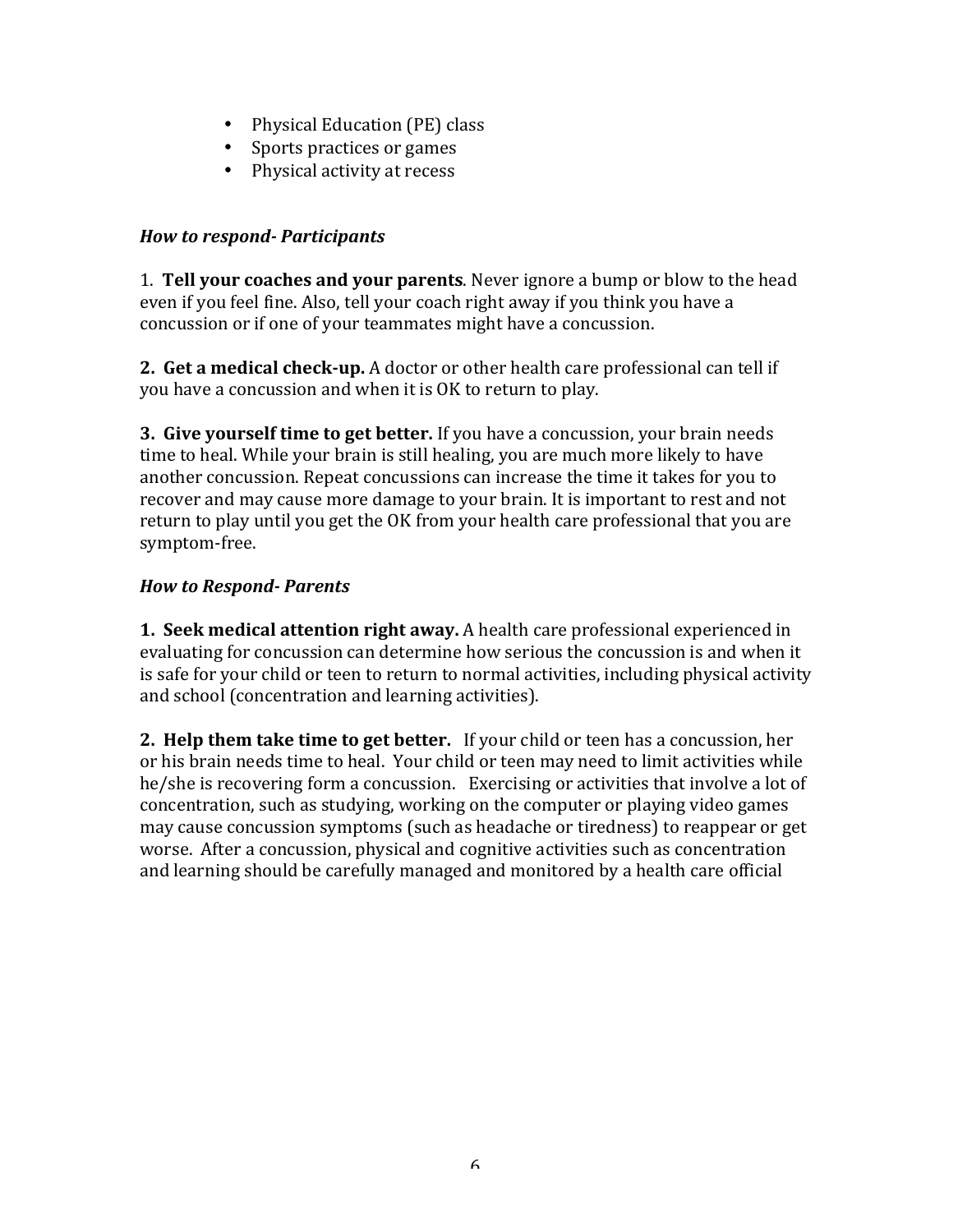- Physical Education (PE) class
- Sports practices or games
- Physical activity at recess

***How to respond- Participants***

1. **Tell your coaches and your parents**. Never ignore a bump or blow to the head even if you feel fine. Also, tell your coach right away if you think you have a concussion or if one of your teammates might have a concussion.

**2. Get a medical check-up.** A doctor or other health care professional can tell if you have a concussion and when it is OK to return to play.

**3. Give yourself time to get better.** If you have a concussion, your brain needs time to heal. While your brain is still healing, you are much more likely to have another concussion. Repeat concussions can increase the time it takes for you to recover and may cause more damage to your brain. It is important to rest and not return to play until you get the OK from your health care professional that you are symptom-free.

***How to Respond- Parents***

**1. Seek medical attention right away.** A health care professional experienced in evaluating for concussion can determine how serious the concussion is and when it is safe for your child or teen to return to normal activities, including physical activity and school (concentration and learning activities).

**2. Help them take time to get better.** If your child or teen has a concussion, her or his brain needs time to heal. Your child or teen may need to limit activities while he/she is recovering form a concussion. Exercising or activities that involve a lot of concentration, such as studying, working on the computer or playing video games may cause concussion symptoms (such as headache or tiredness) to reappear or get worse. After a concussion, physical and cognitive activities such as concentration and learning should be carefully managed and monitored by a health care official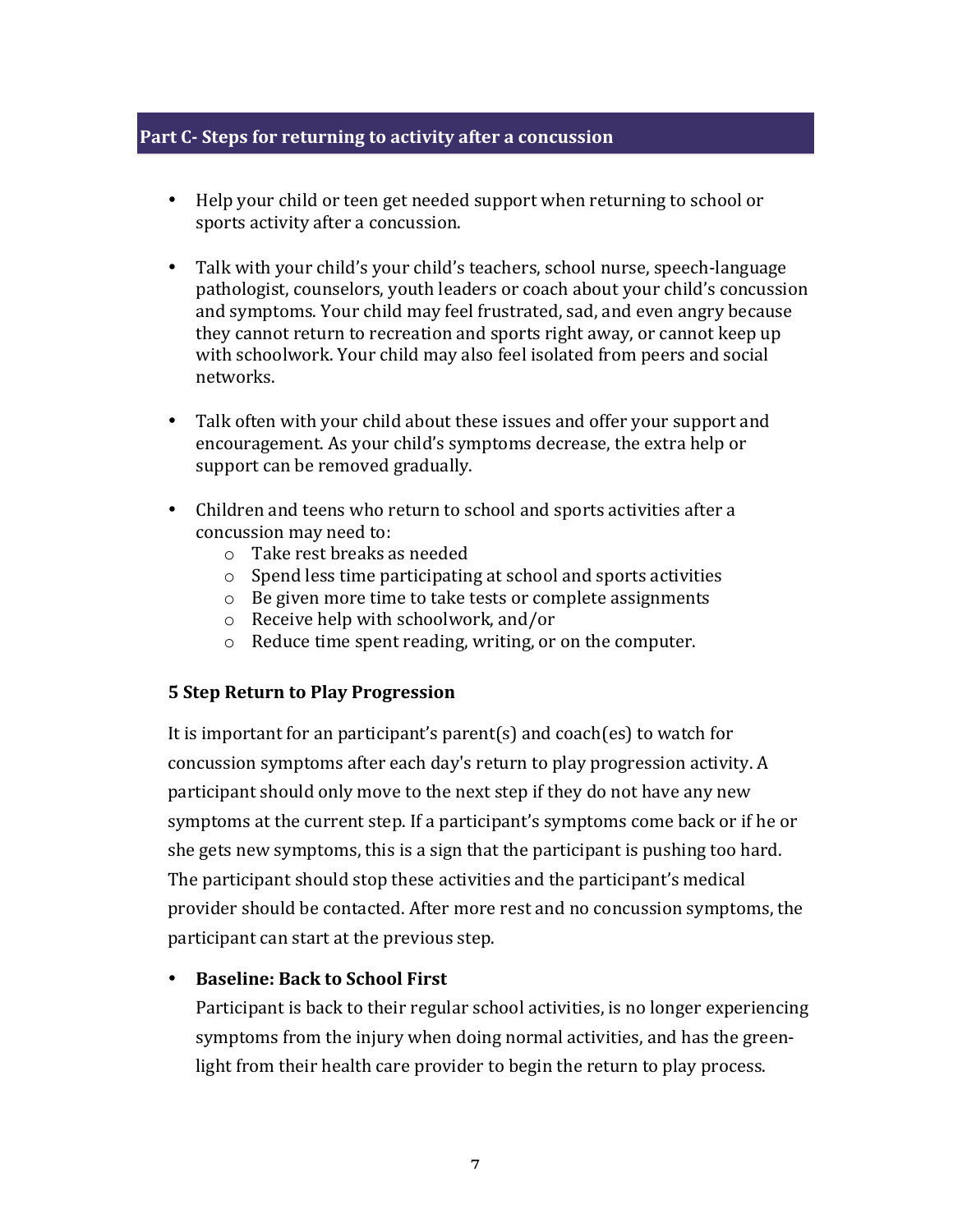## Part C- Steps for returning to activity after a concussion

- Help your child or teen get needed support when returning to school or sports activity after a concussion.
- Talk with your child's your child's teachers, school nurse, speech-language pathologist, counselors, youth leaders or coach about your child's concussion and symptoms. Your child may feel frustrated, sad, and even angry because they cannot return to recreation and sports right away, or cannot keep up with schoolwork. Your child may also feel isolated from peers and social networks.
- Talk often with your child about these issues and offer your support and encouragement. As your child's symptoms decrease, the extra help or support can be removed gradually.
- Children and teens who return to school and sports activities after a concussion may need to:
  - Take rest breaks as needed
  - Spend less time participating at school and sports activities
  - Be given more time to take tests or complete assignments
  - Receive help with schoolwork, and/or
  - Reduce time spent reading, writing, or on the computer.

### 5 Step Return to Play Progression

It is important for an participant's parent(s) and coach(es) to watch for concussion symptoms after each day's return to play progression activity. A participant should only move to the next step if they do not have any new symptoms at the current step. If a participant's symptoms come back or if he or she gets new symptoms, this is a sign that the participant is pushing too hard. The participant should stop these activities and the participant's medical provider should be contacted. After more rest and no concussion symptoms, the participant can start at the previous step.

- **Baseline: Back to School First**
  Participant is back to their regular school activities, is no longer experiencing symptoms from the injury when doing normal activities, and has the green-light from their health care provider to begin the return to play process.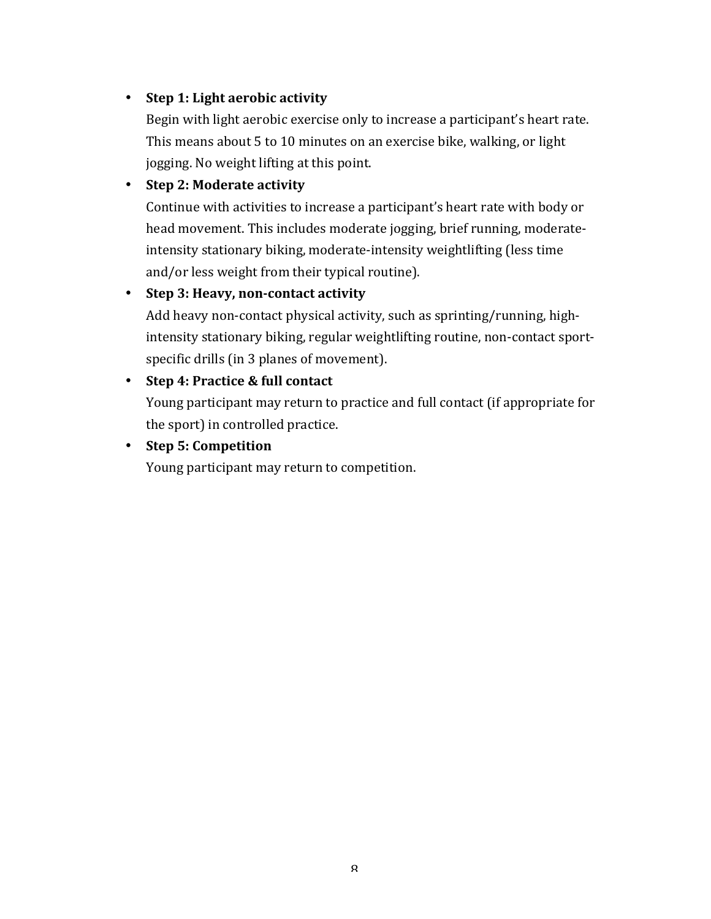- **Step 1: Light aerobic activity**
  Begin with light aerobic exercise only to increase a participant's heart rate. This means about 5 to 10 minutes on an exercise bike, walking, or light jogging. No weight lifting at this point.
- **Step 2: Moderate activity**
  Continue with activities to increase a participant's heart rate with body or head movement. This includes moderate jogging, brief running, moderate-intensity stationary biking, moderate-intensity weightlifting (less time and/or less weight from their typical routine).
- **Step 3: Heavy, non-contact activity**
  Add heavy non-contact physical activity, such as sprinting/running, high-intensity stationary biking, regular weightlifting routine, non-contact sport-specific drills (in 3 planes of movement).
- **Step 4: Practice & full contact**
  Young participant may return to practice and full contact (if appropriate for the sport) in controlled practice.
- **Step 5: Competition**
  Young participant may return to competition.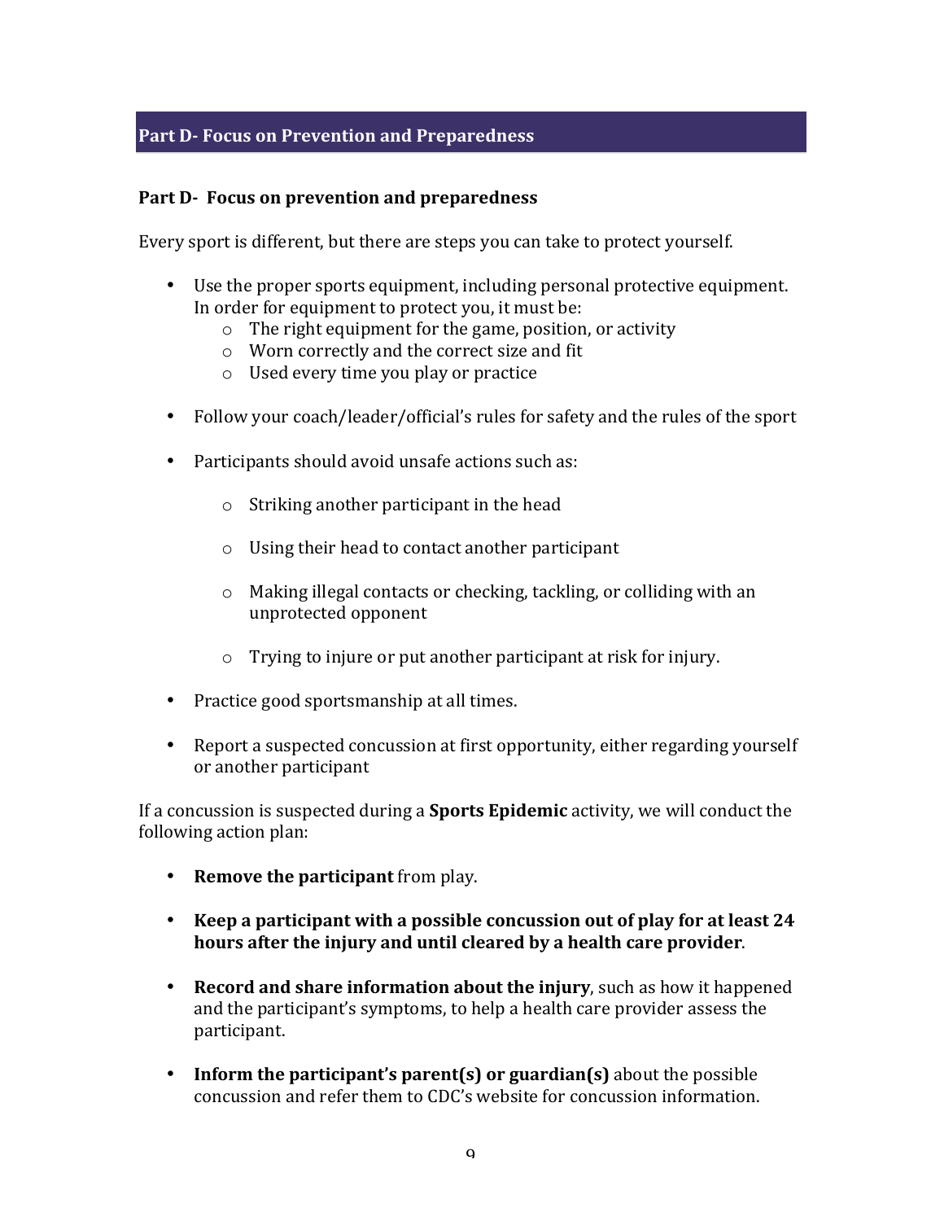## Part D- Focus on Prevention and Preparedness

**Part D- Focus on prevention and preparedness**

Every sport is different, but there are steps you can take to protect yourself.

- Use the proper sports equipment, including personal protective equipment. In order for equipment to protect you, it must be:
  - The right equipment for the game, position, or activity
  - Worn correctly and the correct size and fit
  - Used every time you play or practice
- Follow your coach/leader/official's rules for safety and the rules of the sport
- Participants should avoid unsafe actions such as:
  - Striking another participant in the head
  - Using their head to contact another participant
  - Making illegal contacts or checking, tackling, or colliding with an unprotected opponent
  - Trying to injure or put another participant at risk for injury.
- Practice good sportsmanship at all times.
- Report a suspected concussion at first opportunity, either regarding yourself or another participant

If a concussion is suspected during a **Sports Epidemic** activity, we will conduct the following action plan:

- **Remove the participant** from play.
- **Keep a participant with a possible concussion out of play for at least 24 hours after the injury and until cleared by a health care provider**.
- **Record and share information about the injury**, such as how it happened and the participant's symptoms, to help a health care provider assess the participant.
- **Inform the participant's parent(s) or guardian(s)** about the possible concussion and refer them to CDC's website for concussion information.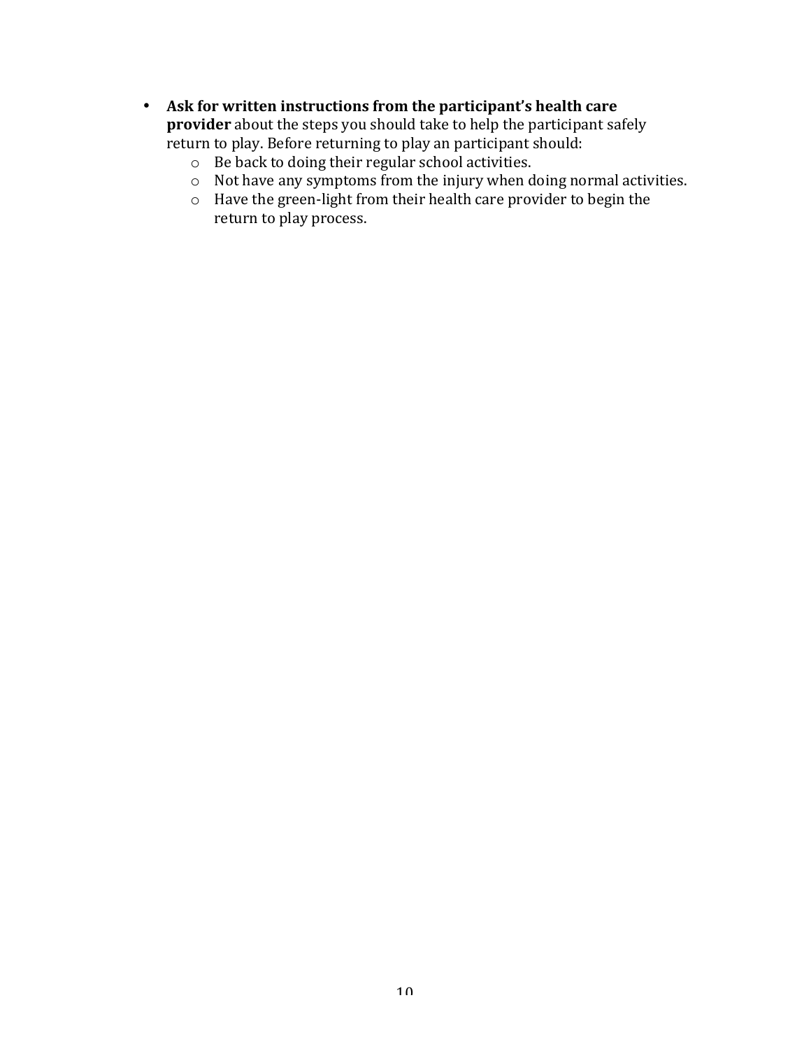- **Ask for written instructions from the participant's health care provider** about the steps you should take to help the participant safely return to play. Before returning to play an participant should:
  - Be back to doing their regular school activities.
  - Not have any symptoms from the injury when doing normal activities.
  - Have the green-light from their health care provider to begin the return to play process.